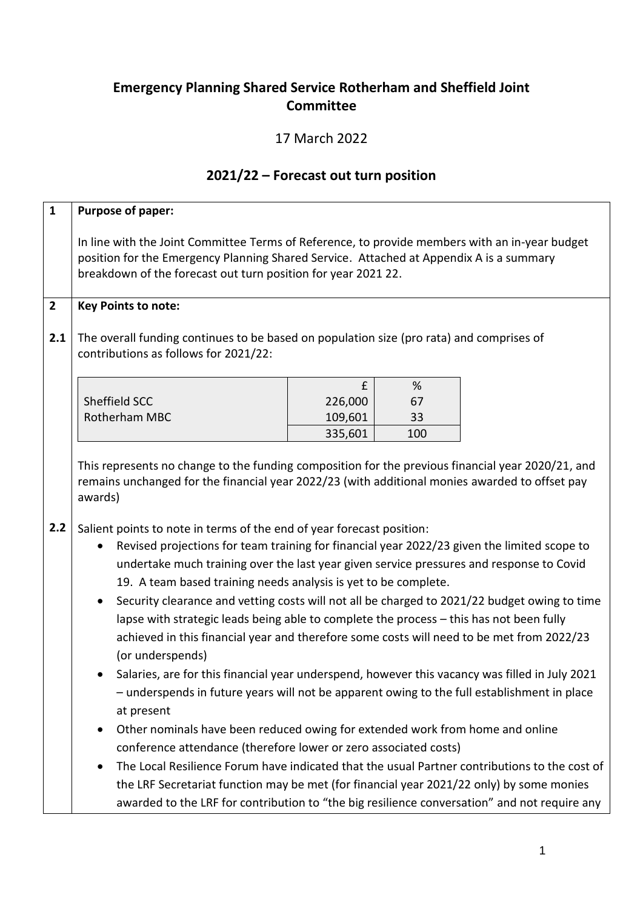# Emergency Planning Shared Service Rotherham and Sheffield Joint Committee

17 March 2022

## 2021/22 – Forecast out turn position

**1 Purpose of paper:**

In line with the Joint Committee Terms of Reference, to provide members with an in-year budget position for the Emergency Planning Shared Service. Attached at Appendix A is a summary breakdown of the forecast out turn position for year 2021 22.

**2 Key Points to note:**

**2.1** The overall funding continues to be based on population size (pro rata) and comprises of contributions as follows for 2021/22:

| | £ | % |
|---|---|---|
| Sheffield SCC | 226,000 | 67 |
| Rotherham MBC | 109,601 | 33 |
| | 335,601 | 100 |

This represents no change to the funding composition for the previous financial year 2020/21, and remains unchanged for the financial year 2022/23 (with additional monies awarded to offset pay awards)

**2.2** Salient points to note in terms of the end of year forecast position:

- Revised projections for team training for financial year 2022/23 given the limited scope to undertake much training over the last year given service pressures and response to Covid 19. A team based training needs analysis is yet to be complete.
- Security clearance and vetting costs will not all be charged to 2021/22 budget owing to time lapse with strategic leads being able to complete the process – this has not been fully achieved in this financial year and therefore some costs will need to be met from 2022/23 (or underspends)
- Salaries, are for this financial year underspend, however this vacancy was filled in July 2021 – underspends in future years will not be apparent owing to the full establishment in place at present
- Other nominals have been reduced owing for extended work from home and online conference attendance (therefore lower or zero associated costs)
- The Local Resilience Forum have indicated that the usual Partner contributions to the cost of the LRF Secretariat function may be met (for financial year 2021/22 only) by some monies awarded to the LRF for contribution to "the big resilience conversation" and not require any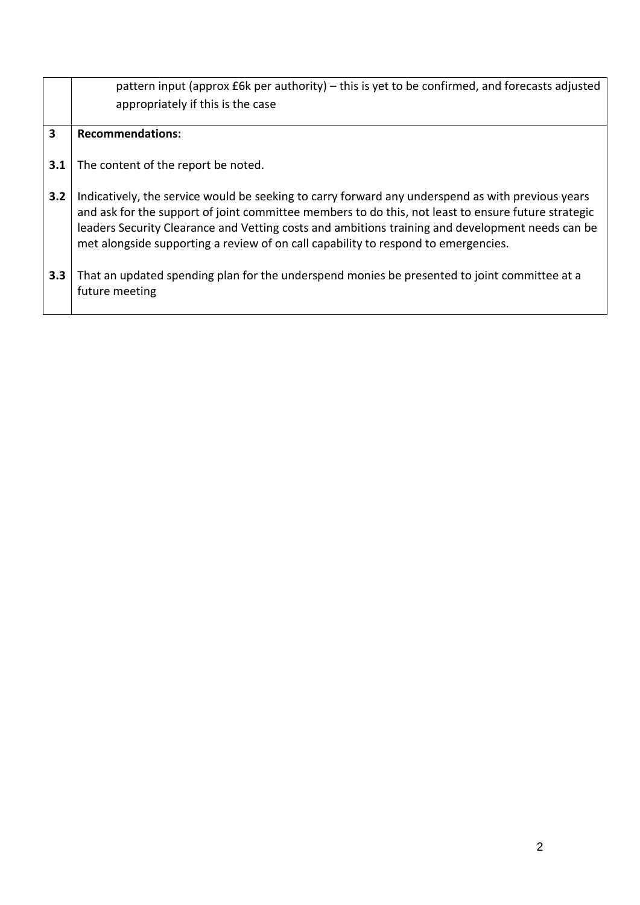|   |   |
|---|---|
|   | pattern input (approx £6k per authority) – this is yet to be confirmed, and forecasts adjusted appropriately if this is the case |
| **3** | **Recommendations:** |
| **3.1** | The content of the report be noted. |
| **3.2** | Indicatively, the service would be seeking to carry forward any underspend as with previous years and ask for the support of joint committee members to do this, not least to ensure future strategic leaders Security Clearance and Vetting costs and ambitions training and development needs can be met alongside supporting a review of on call capability to respond to emergencies. |
| **3.3** | That an updated spending plan for the underspend monies be presented to joint committee at a future meeting |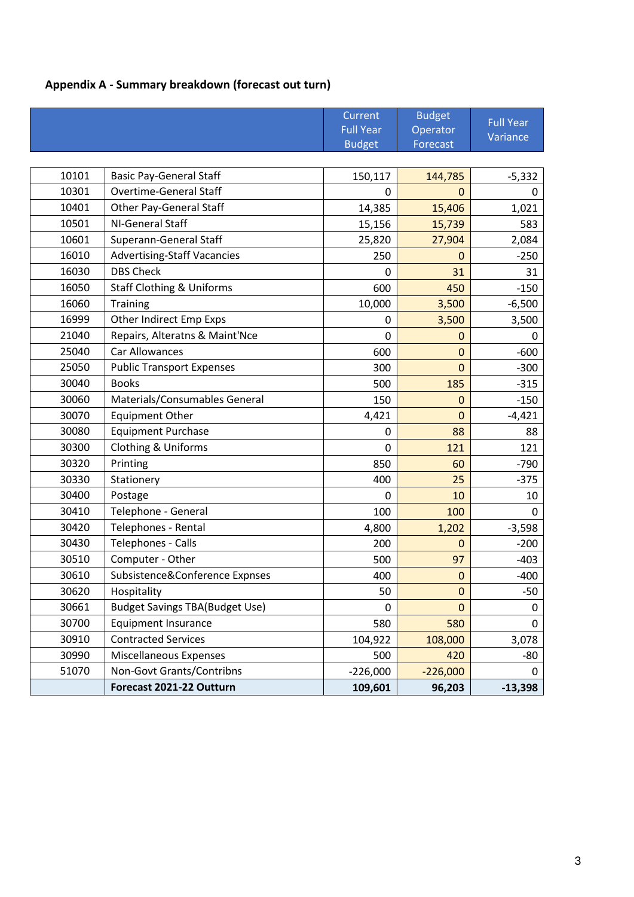**Appendix A - Summary breakdown (forecast out turn)**

| | | Current Full Year Budget | Budget Operator Forecast | Full Year Variance |
|---|---|---|---|---|
| 10101 | Basic Pay-General Staff | 150,117 | 144,785 | -5,332 |
| 10301 | Overtime-General Staff | 0 | 0 | 0 |
| 10401 | Other Pay-General Staff | 14,385 | 15,406 | 1,021 |
| 10501 | NI-General Staff | 15,156 | 15,739 | 583 |
| 10601 | Superann-General Staff | 25,820 | 27,904 | 2,084 |
| 16010 | Advertising-Staff Vacancies | 250 | 0 | -250 |
| 16030 | DBS Check | 0 | 31 | 31 |
| 16050 | Staff Clothing & Uniforms | 600 | 450 | -150 |
| 16060 | Training | 10,000 | 3,500 | -6,500 |
| 16999 | Other Indirect Emp Exps | 0 | 3,500 | 3,500 |
| 21040 | Repairs, Alteratns & Maint'Nce | 0 | 0 | 0 |
| 25040 | Car Allowances | 600 | 0 | -600 |
| 25050 | Public Transport Expenses | 300 | 0 | -300 |
| 30040 | Books | 500 | 185 | -315 |
| 30060 | Materials/Consumables General | 150 | 0 | -150 |
| 30070 | Equipment Other | 4,421 | 0 | -4,421 |
| 30080 | Equipment Purchase | 0 | 88 | 88 |
| 30300 | Clothing & Uniforms | 0 | 121 | 121 |
| 30320 | Printing | 850 | 60 | -790 |
| 30330 | Stationery | 400 | 25 | -375 |
| 30400 | Postage | 0 | 10 | 10 |
| 30410 | Telephone - General | 100 | 100 | 0 |
| 30420 | Telephones - Rental | 4,800 | 1,202 | -3,598 |
| 30430 | Telephones - Calls | 200 | 0 | -200 |
| 30510 | Computer - Other | 500 | 97 | -403 |
| 30610 | Subsistence&Conference Expnses | 400 | 0 | -400 |
| 30620 | Hospitality | 50 | 0 | -50 |
| 30661 | Budget Savings TBA(Budget Use) | 0 | 0 | 0 |
| 30700 | Equipment Insurance | 580 | 580 | 0 |
| 30910 | Contracted Services | 104,922 | 108,000 | 3,078 |
| 30990 | Miscellaneous Expenses | 500 | 420 | -80 |
| 51070 | Non-Govt Grants/Contribns | -226,000 | -226,000 | 0 |
| | **Forecast 2021-22 Outturn** | **109,601** | **96,203** | **-13,398** |